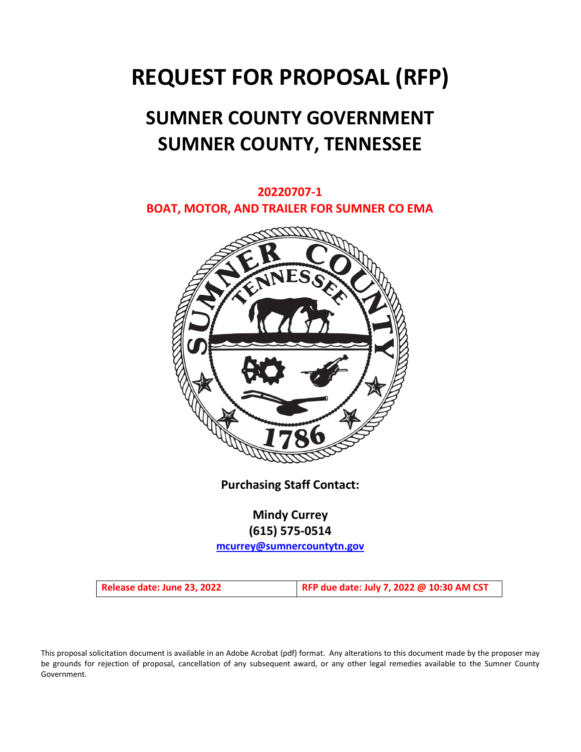# REQUEST FOR PROPOSAL (RFP)

## SUMNER COUNTY GOVERNMENT
## SUMNER COUNTY, TENNESSEE

**20220707-1**
**BOAT, MOTOR, AND TRAILER FOR SUMNER CO EMA**

**Purchasing Staff Contact:**

**Mindy Currey**
**(615) 575-0514**
[mcurrey@sumnercountytn.gov](mailto:mcurrey@sumnercountytn.gov)

| Release date: June 23, 2022 | RFP due date: July 7, 2022 @ 10:30 AM CST |
|---|---|

This proposal solicitation document is available in an Adobe Acrobat (pdf) format. Any alterations to this document made by the proposer may be grounds for rejection of proposal, cancellation of any subsequent award, or any other legal remedies available to the Sumner County Government.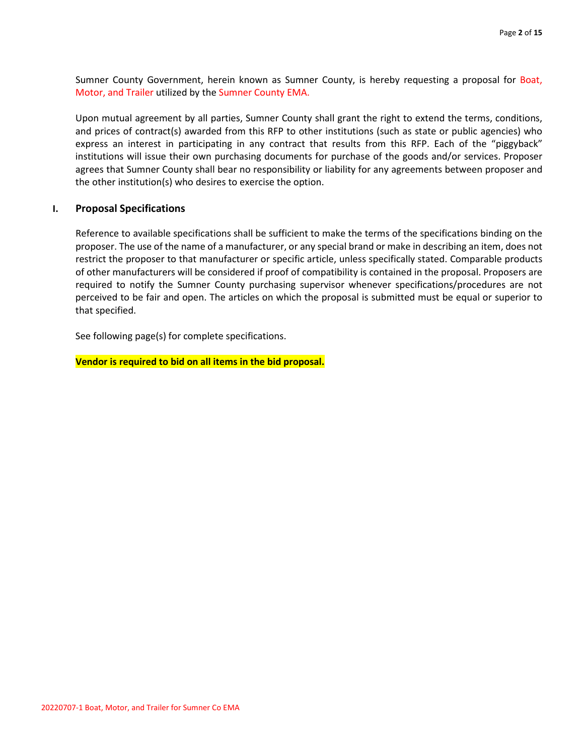Sumner County Government, herein known as Sumner County, is hereby requesting a proposal for Boat, Motor, and Trailer utilized by the Sumner County EMA.

Upon mutual agreement by all parties, Sumner County shall grant the right to extend the terms, conditions, and prices of contract(s) awarded from this RFP to other institutions (such as state or public agencies) who express an interest in participating in any contract that results from this RFP. Each of the "piggyback" institutions will issue their own purchasing documents for purchase of the goods and/or services. Proposer agrees that Sumner County shall bear no responsibility or liability for any agreements between proposer and the other institution(s) who desires to exercise the option.

## I. Proposal Specifications

Reference to available specifications shall be sufficient to make the terms of the specifications binding on the proposer. The use of the name of a manufacturer, or any special brand or make in describing an item, does not restrict the proposer to that manufacturer or specific article, unless specifically stated. Comparable products of other manufacturers will be considered if proof of compatibility is contained in the proposal. Proposers are required to notify the Sumner County purchasing supervisor whenever specifications/procedures are not perceived to be fair and open. The articles on which the proposal is submitted must be equal or superior to that specified.

See following page(s) for complete specifications.

**Vendor is required to bid on all items in the bid proposal.**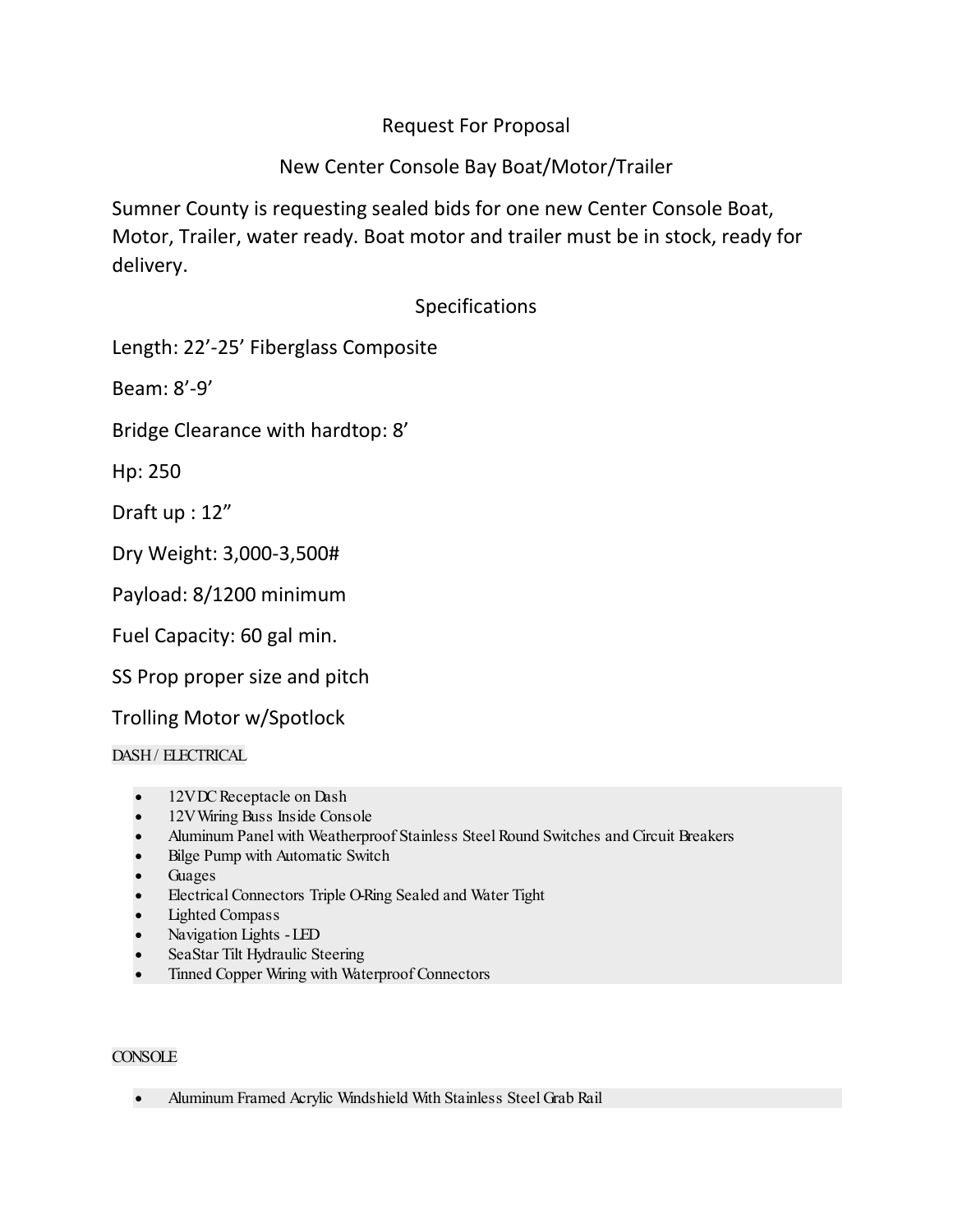# Request For Proposal

## New Center Console Bay Boat/Motor/Trailer

Sumner County is requesting sealed bids for one new Center Console Boat, Motor, Trailer, water ready. Boat motor and trailer must be in stock, ready for delivery.

### Specifications

Length: 22'-25' Fiberglass Composite

Beam: 8'-9'

Bridge Clearance with hardtop: 8'

Hp: 250

Draft up : 12"

Dry Weight: 3,000-3,500#

Payload: 8/1200 minimum

Fuel Capacity: 60 gal min.

SS Prop proper size and pitch

Trolling Motor w/Spotlock

DASH / ELECTRICAL

- 12V DC Receptacle on Dash
- 12V Wiring Buss Inside Console
- Aluminum Panel with Weatherproof Stainless Steel Round Switches and Circuit Breakers
- Bilge Pump with Automatic Switch
- Guages
- Electrical Connectors Triple O-Ring Sealed and Water Tight
- Lighted Compass
- Navigation Lights - LED
- SeaStar Tilt Hydraulic Steering
- Tinned Copper Wiring with Waterproof Connectors

CONSOLE

- Aluminum Framed Acrylic Windshield With Stainless Steel Grab Rail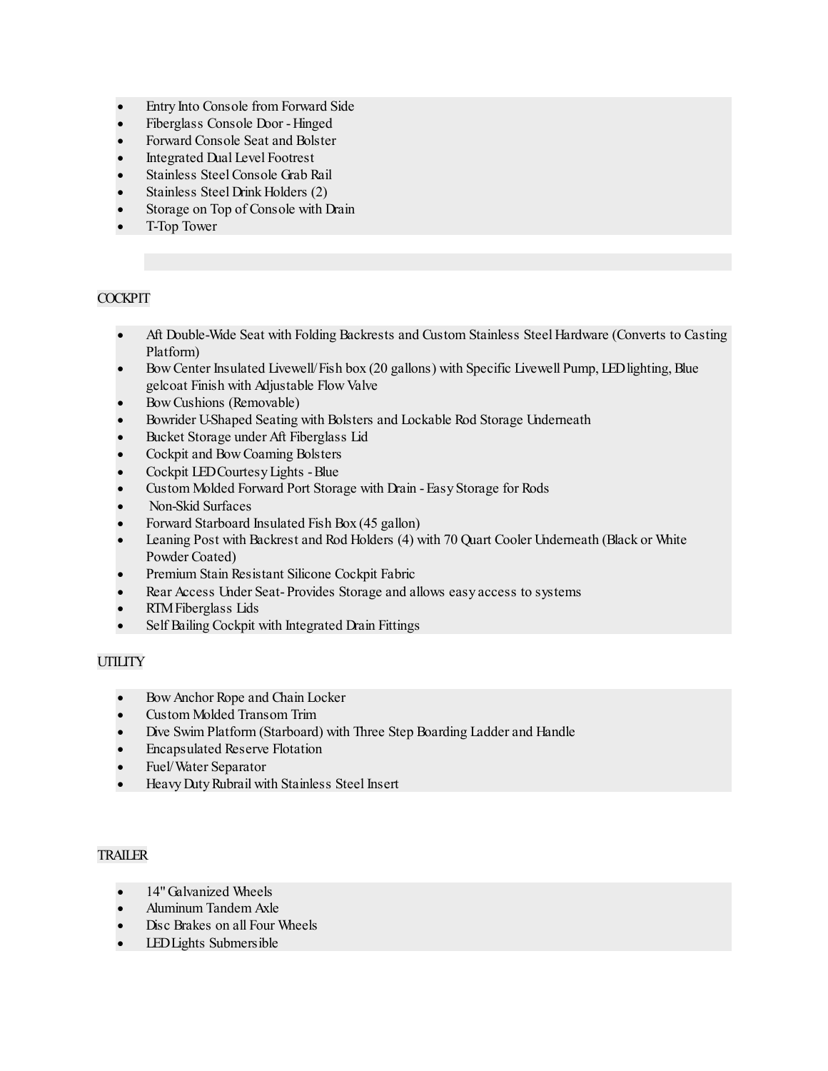- Entry Into Console from Forward Side
- Fiberglass Console Door - Hinged
- Forward Console Seat and Bolster
- Integrated Dual Level Footrest
- Stainless Steel Console Grab Rail
- Stainless Steel Drink Holders (2)
- Storage on Top of Console with Drain
- T-Top Tower

## COCKPIT

- Aft Double-Wide Seat with Folding Backrests and Custom Stainless Steel Hardware (Converts to Casting Platform)
- Bow Center Insulated Livewell/Fish box (20 gallons) with Specific Livewell Pump, LED lighting, Blue gelcoat Finish with Adjustable Flow Valve
- Bow Cushions (Removable)
- Bowrider U-Shaped Seating with Bolsters and Lockable Rod Storage Underneath
- Bucket Storage under Aft Fiberglass Lid
- Cockpit and Bow Coaming Bolsters
- Cockpit LED Courtesy Lights - Blue
- Custom Molded Forward Port Storage with Drain - Easy Storage for Rods
- Non-Skid Surfaces
- Forward Starboard Insulated Fish Box (45 gallon)
- Leaning Post with Backrest and Rod Holders (4) with 70 Quart Cooler Underneath (Black or White Powder Coated)
- Premium Stain Resistant Silicone Cockpit Fabric
- Rear Access Under Seat- Provides Storage and allows easy access to systems
- RTM Fiberglass Lids
- Self Bailing Cockpit with Integrated Drain Fittings

## UTILITY

- Bow Anchor Rope and Chain Locker
- Custom Molded Transom Trim
- Dive Swim Platform (Starboard) with Three Step Boarding Ladder and Handle
- Encapsulated Reserve Flotation
- Fuel/Water Separator
- Heavy Duty Rubrail with Stainless Steel Insert

## TRAILER

- 14" Galvanized Wheels
- Aluminum Tandem Axle
- Disc Brakes on all Four Wheels
- LED Lights Submersible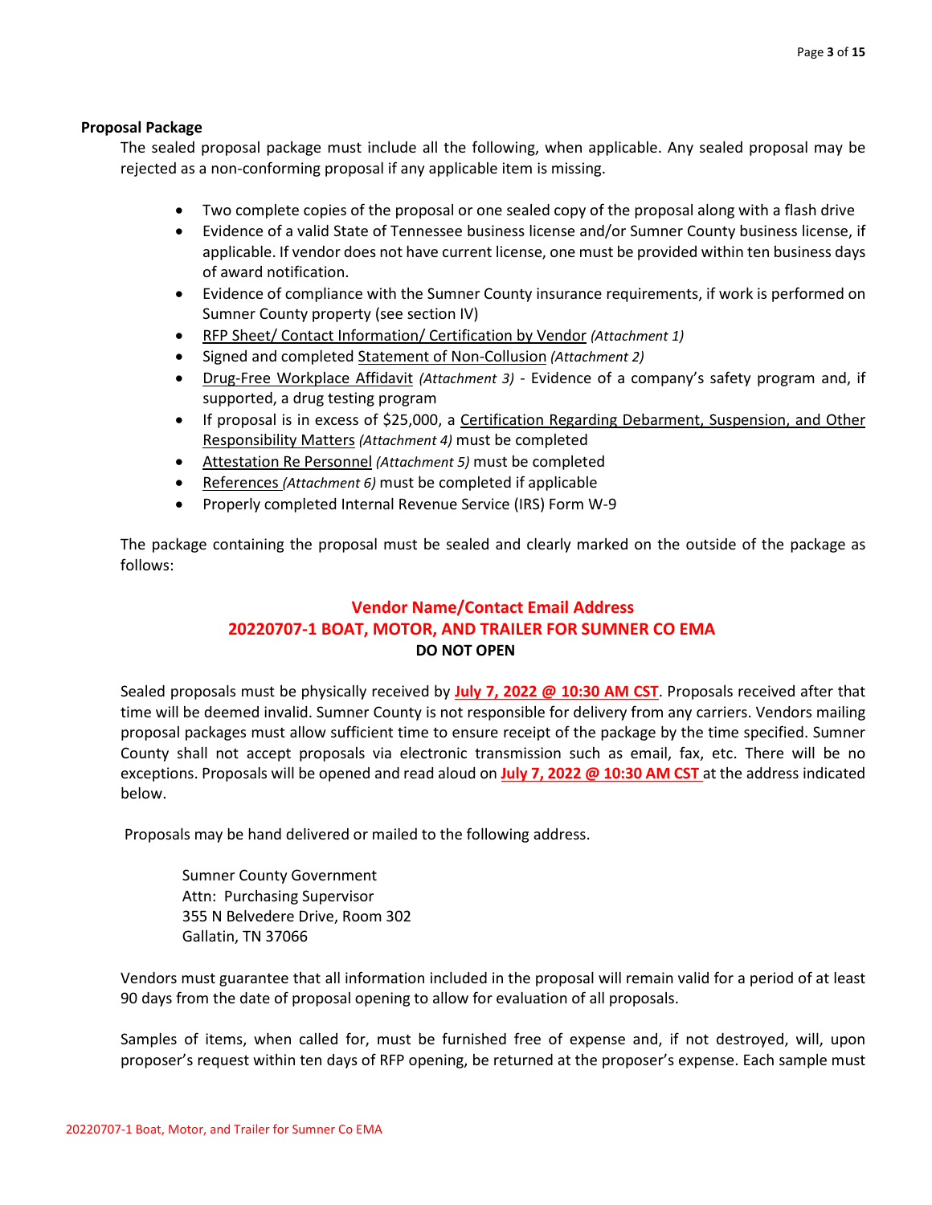**Proposal Package**

The sealed proposal package must include all the following, when applicable. Any sealed proposal may be rejected as a non-conforming proposal if any applicable item is missing.

- Two complete copies of the proposal or one sealed copy of the proposal along with a flash drive
- Evidence of a valid State of Tennessee business license and/or Sumner County business license, if applicable. If vendor does not have current license, one must be provided within ten business days of award notification.
- Evidence of compliance with the Sumner County insurance requirements, if work is performed on Sumner County property (see section IV)
- RFP Sheet/ Contact Information/ Certification by Vendor *(Attachment 1)*
- Signed and completed Statement of Non-Collusion *(Attachment 2)*
- Drug-Free Workplace Affidavit *(Attachment 3)* - Evidence of a company's safety program and, if supported, a drug testing program
- If proposal is in excess of $25,000, a Certification Regarding Debarment, Suspension, and Other Responsibility Matters *(Attachment 4)* must be completed
- Attestation Re Personnel *(Attachment 5)* must be completed
- References *(Attachment 6)* must be completed if applicable
- Properly completed Internal Revenue Service (IRS) Form W-9

The package containing the proposal must be sealed and clearly marked on the outside of the package as follows:

**Vendor Name/Contact Email Address**
**20220707-1 BOAT, MOTOR, AND TRAILER FOR SUMNER CO EMA**
**DO NOT OPEN**

Sealed proposals must be physically received by **July 7, 2022 @ 10:30 AM CST**. Proposals received after that time will be deemed invalid. Sumner County is not responsible for delivery from any carriers. Vendors mailing proposal packages must allow sufficient time to ensure receipt of the package by the time specified. Sumner County shall not accept proposals via electronic transmission such as email, fax, etc. There will be no exceptions. Proposals will be opened and read aloud on **July 7, 2022 @ 10:30 AM CST** at the address indicated below.

Proposals may be hand delivered or mailed to the following address.

Sumner County Government
Attn: Purchasing Supervisor
355 N Belvedere Drive, Room 302
Gallatin, TN 37066

Vendors must guarantee that all information included in the proposal will remain valid for a period of at least 90 days from the date of proposal opening to allow for evaluation of all proposals.

Samples of items, when called for, must be furnished free of expense and, if not destroyed, will, upon proposer's request within ten days of RFP opening, be returned at the proposer's expense. Each sample must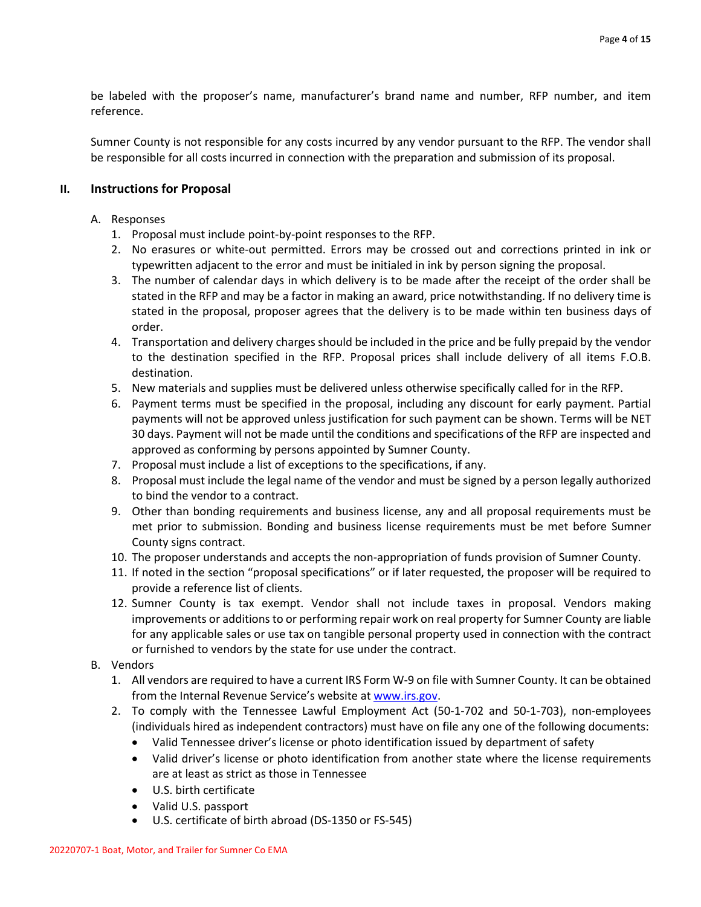be labeled with the proposer's name, manufacturer's brand name and number, RFP number, and item reference.

Sumner County is not responsible for any costs incurred by any vendor pursuant to the RFP. The vendor shall be responsible for all costs incurred in connection with the preparation and submission of its proposal.

## II. Instructions for Proposal

A. Responses

1. Proposal must include point-by-point responses to the RFP.
2. No erasures or white-out permitted. Errors may be crossed out and corrections printed in ink or typewritten adjacent to the error and must be initialed in ink by person signing the proposal.
3. The number of calendar days in which delivery is to be made after the receipt of the order shall be stated in the RFP and may be a factor in making an award, price notwithstanding. If no delivery time is stated in the proposal, proposer agrees that the delivery is to be made within ten business days of order.
4. Transportation and delivery charges should be included in the price and be fully prepaid by the vendor to the destination specified in the RFP. Proposal prices shall include delivery of all items F.O.B. destination.
5. New materials and supplies must be delivered unless otherwise specifically called for in the RFP.
6. Payment terms must be specified in the proposal, including any discount for early payment. Partial payments will not be approved unless justification for such payment can be shown. Terms will be NET 30 days. Payment will not be made until the conditions and specifications of the RFP are inspected and approved as conforming by persons appointed by Sumner County.
7. Proposal must include a list of exceptions to the specifications, if any.
8. Proposal must include the legal name of the vendor and must be signed by a person legally authorized to bind the vendor to a contract.
9. Other than bonding requirements and business license, any and all proposal requirements must be met prior to submission. Bonding and business license requirements must be met before Sumner County signs contract.
10. The proposer understands and accepts the non-appropriation of funds provision of Sumner County.
11. If noted in the section "proposal specifications" or if later requested, the proposer will be required to provide a reference list of clients.
12. Sumner County is tax exempt. Vendor shall not include taxes in proposal. Vendors making improvements or additions to or performing repair work on real property for Sumner County are liable for any applicable sales or use tax on tangible personal property used in connection with the contract or furnished to vendors by the state for use under the contract.

B. Vendors

1. All vendors are required to have a current IRS Form W-9 on file with Sumner County. It can be obtained from the Internal Revenue Service's website at www.irs.gov.
2. To comply with the Tennessee Lawful Employment Act (50-1-702 and 50-1-703), non-employees (individuals hired as independent contractors) must have on file any one of the following documents:
   - Valid Tennessee driver's license or photo identification issued by department of safety
   - Valid driver's license or photo identification from another state where the license requirements are at least as strict as those in Tennessee
   - U.S. birth certificate
   - Valid U.S. passport
   - U.S. certificate of birth abroad (DS-1350 or FS-545)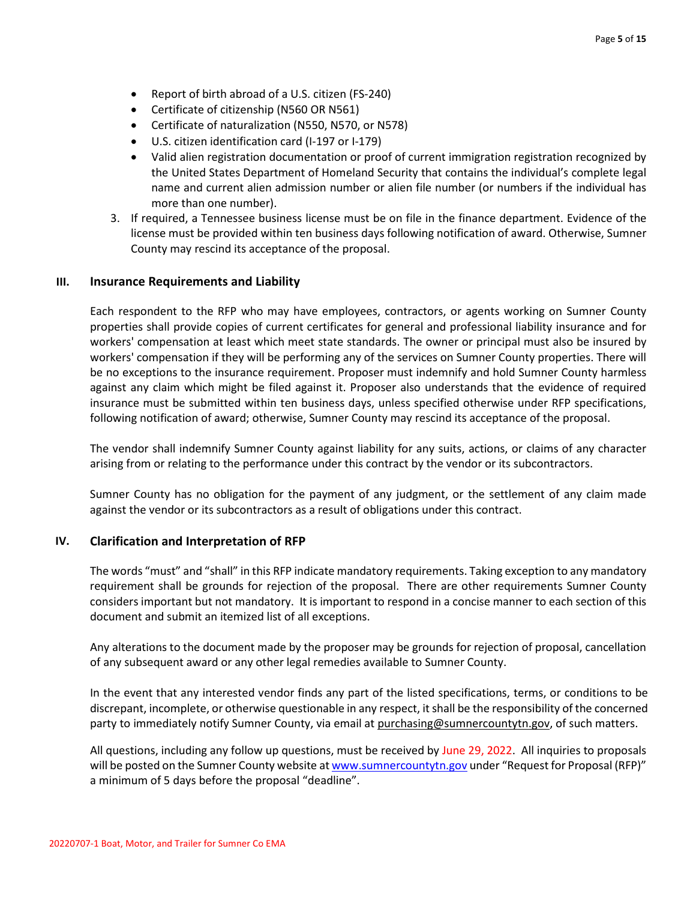- Report of birth abroad of a U.S. citizen (FS-240)
- Certificate of citizenship (N560 OR N561)
- Certificate of naturalization (N550, N570, or N578)
- U.S. citizen identification card (I-197 or I-179)
- Valid alien registration documentation or proof of current immigration registration recognized by the United States Department of Homeland Security that contains the individual's complete legal name and current alien admission number or alien file number (or numbers if the individual has more than one number).

3. If required, a Tennessee business license must be on file in the finance department. Evidence of the license must be provided within ten business days following notification of award. Otherwise, Sumner County may rescind its acceptance of the proposal.

## III. Insurance Requirements and Liability

Each respondent to the RFP who may have employees, contractors, or agents working on Sumner County properties shall provide copies of current certificates for general and professional liability insurance and for workers' compensation at least which meet state standards. The owner or principal must also be insured by workers' compensation if they will be performing any of the services on Sumner County properties. There will be no exceptions to the insurance requirement. Proposer must indemnify and hold Sumner County harmless against any claim which might be filed against it. Proposer also understands that the evidence of required insurance must be submitted within ten business days, unless specified otherwise under RFP specifications, following notification of award; otherwise, Sumner County may rescind its acceptance of the proposal.

The vendor shall indemnify Sumner County against liability for any suits, actions, or claims of any character arising from or relating to the performance under this contract by the vendor or its subcontractors.

Sumner County has no obligation for the payment of any judgment, or the settlement of any claim made against the vendor or its subcontractors as a result of obligations under this contract.

## IV. Clarification and Interpretation of RFP

The words "must" and "shall" in this RFP indicate mandatory requirements. Taking exception to any mandatory requirement shall be grounds for rejection of the proposal. There are other requirements Sumner County considers important but not mandatory. It is important to respond in a concise manner to each section of this document and submit an itemized list of all exceptions.

Any alterations to the document made by the proposer may be grounds for rejection of proposal, cancellation of any subsequent award or any other legal remedies available to Sumner County.

In the event that any interested vendor finds any part of the listed specifications, terms, or conditions to be discrepant, incomplete, or otherwise questionable in any respect, it shall be the responsibility of the concerned party to immediately notify Sumner County, via email at purchasing@sumnercountytn.gov, of such matters.

All questions, including any follow up questions, must be received by June 29, 2022. All inquiries to proposals will be posted on the Sumner County website at www.sumnercountytn.gov under "Request for Proposal (RFP)" a minimum of 5 days before the proposal "deadline".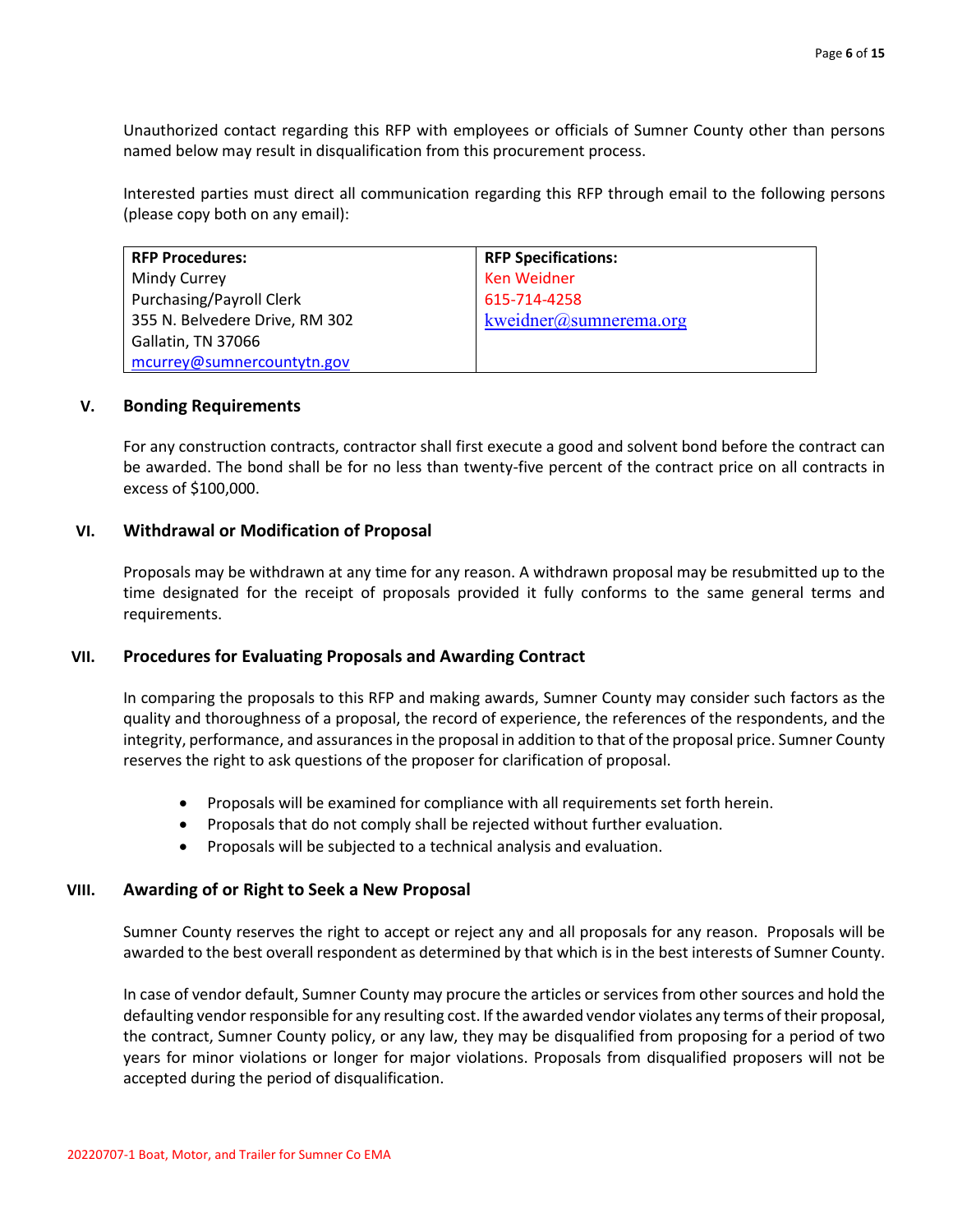Unauthorized contact regarding this RFP with employees or officials of Sumner County other than persons named below may result in disqualification from this procurement process.

Interested parties must direct all communication regarding this RFP through email to the following persons (please copy both on any email):

| **RFP Procedures:** | **RFP Specifications:** |
| --- | --- |
| Mindy Currey<br>Purchasing/Payroll Clerk<br>355 N. Belvedere Drive, RM 302<br>Gallatin, TN 37066<br>mcurrey@sumnercountytn.gov | Ken Weidner<br>615-714-4258<br>kweidner@sumnerema.org |

## V. Bonding Requirements

For any construction contracts, contractor shall first execute a good and solvent bond before the contract can be awarded. The bond shall be for no less than twenty-five percent of the contract price on all contracts in excess of $100,000.

## VI. Withdrawal or Modification of Proposal

Proposals may be withdrawn at any time for any reason. A withdrawn proposal may be resubmitted up to the time designated for the receipt of proposals provided it fully conforms to the same general terms and requirements.

## VII. Procedures for Evaluating Proposals and Awarding Contract

In comparing the proposals to this RFP and making awards, Sumner County may consider such factors as the quality and thoroughness of a proposal, the record of experience, the references of the respondents, and the integrity, performance, and assurances in the proposal in addition to that of the proposal price. Sumner County reserves the right to ask questions of the proposer for clarification of proposal.

- Proposals will be examined for compliance with all requirements set forth herein.
- Proposals that do not comply shall be rejected without further evaluation.
- Proposals will be subjected to a technical analysis and evaluation.

## VIII. Awarding of or Right to Seek a New Proposal

Sumner County reserves the right to accept or reject any and all proposals for any reason. Proposals will be awarded to the best overall respondent as determined by that which is in the best interests of Sumner County.

In case of vendor default, Sumner County may procure the articles or services from other sources and hold the defaulting vendor responsible for any resulting cost. If the awarded vendor violates any terms of their proposal, the contract, Sumner County policy, or any law, they may be disqualified from proposing for a period of two years for minor violations or longer for major violations. Proposals from disqualified proposers will not be accepted during the period of disqualification.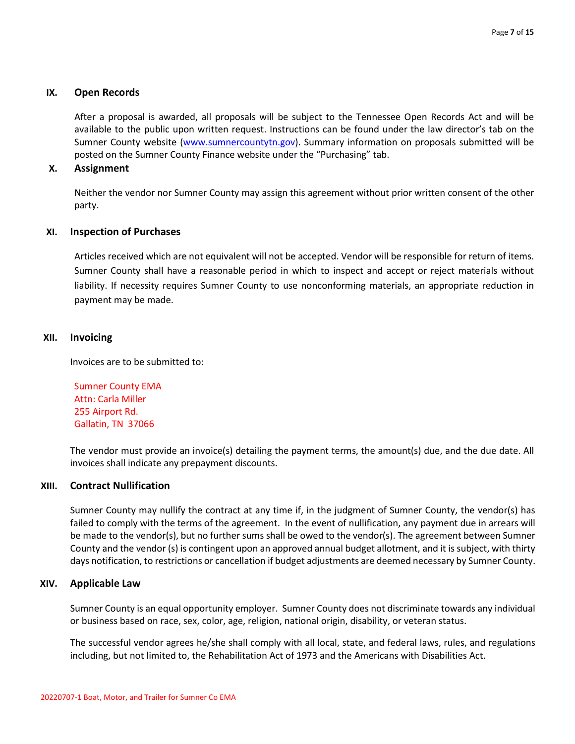## IX. Open Records

After a proposal is awarded, all proposals will be subject to the Tennessee Open Records Act and will be available to the public upon written request. Instructions can be found under the law director's tab on the Sumner County website (www.sumnercountytn.gov). Summary information on proposals submitted will be posted on the Sumner County Finance website under the "Purchasing" tab.

## X. Assignment

Neither the vendor nor Sumner County may assign this agreement without prior written consent of the other party.

## XI. Inspection of Purchases

Articles received which are not equivalent will not be accepted. Vendor will be responsible for return of items. Sumner County shall have a reasonable period in which to inspect and accept or reject materials without liability. If necessity requires Sumner County to use nonconforming materials, an appropriate reduction in payment may be made.

## XII. Invoicing

Invoices are to be submitted to:

Sumner County EMA
Attn: Carla Miller
255 Airport Rd.
Gallatin, TN 37066

The vendor must provide an invoice(s) detailing the payment terms, the amount(s) due, and the due date. All invoices shall indicate any prepayment discounts.

## XIII. Contract Nullification

Sumner County may nullify the contract at any time if, in the judgment of Sumner County, the vendor(s) has failed to comply with the terms of the agreement. In the event of nullification, any payment due in arrears will be made to the vendor(s), but no further sums shall be owed to the vendor(s). The agreement between Sumner County and the vendor (s) is contingent upon an approved annual budget allotment, and it is subject, with thirty days notification, to restrictions or cancellation if budget adjustments are deemed necessary by Sumner County.

## XIV. Applicable Law

Sumner County is an equal opportunity employer. Sumner County does not discriminate towards any individual or business based on race, sex, color, age, religion, national origin, disability, or veteran status.

The successful vendor agrees he/she shall comply with all local, state, and federal laws, rules, and regulations including, but not limited to, the Rehabilitation Act of 1973 and the Americans with Disabilities Act.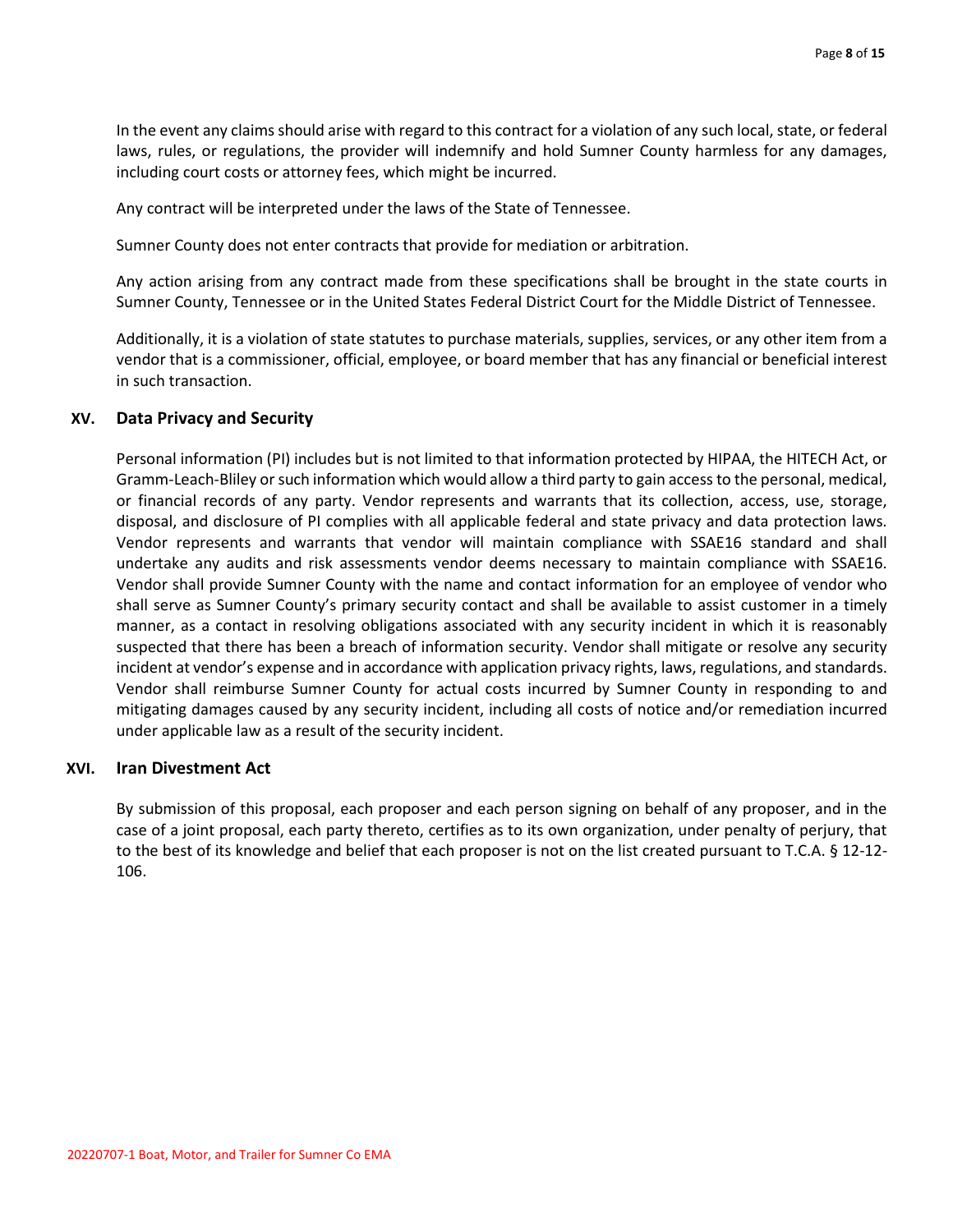In the event any claims should arise with regard to this contract for a violation of any such local, state, or federal laws, rules, or regulations, the provider will indemnify and hold Sumner County harmless for any damages, including court costs or attorney fees, which might be incurred.

Any contract will be interpreted under the laws of the State of Tennessee.

Sumner County does not enter contracts that provide for mediation or arbitration.

Any action arising from any contract made from these specifications shall be brought in the state courts in Sumner County, Tennessee or in the United States Federal District Court for the Middle District of Tennessee.

Additionally, it is a violation of state statutes to purchase materials, supplies, services, or any other item from a vendor that is a commissioner, official, employee, or board member that has any financial or beneficial interest in such transaction.

## XV. Data Privacy and Security

Personal information (PI) includes but is not limited to that information protected by HIPAA, the HITECH Act, or Gramm-Leach-Bliley or such information which would allow a third party to gain access to the personal, medical, or financial records of any party. Vendor represents and warrants that its collection, access, use, storage, disposal, and disclosure of PI complies with all applicable federal and state privacy and data protection laws. Vendor represents and warrants that vendor will maintain compliance with SSAE16 standard and shall undertake any audits and risk assessments vendor deems necessary to maintain compliance with SSAE16. Vendor shall provide Sumner County with the name and contact information for an employee of vendor who shall serve as Sumner County's primary security contact and shall be available to assist customer in a timely manner, as a contact in resolving obligations associated with any security incident in which it is reasonably suspected that there has been a breach of information security. Vendor shall mitigate or resolve any security incident at vendor's expense and in accordance with application privacy rights, laws, regulations, and standards. Vendor shall reimburse Sumner County for actual costs incurred by Sumner County in responding to and mitigating damages caused by any security incident, including all costs of notice and/or remediation incurred under applicable law as a result of the security incident.

## XVI. Iran Divestment Act

By submission of this proposal, each proposer and each person signing on behalf of any proposer, and in the case of a joint proposal, each party thereto, certifies as to its own organization, under penalty of perjury, that to the best of its knowledge and belief that each proposer is not on the list created pursuant to T.C.A. § 12-12-106.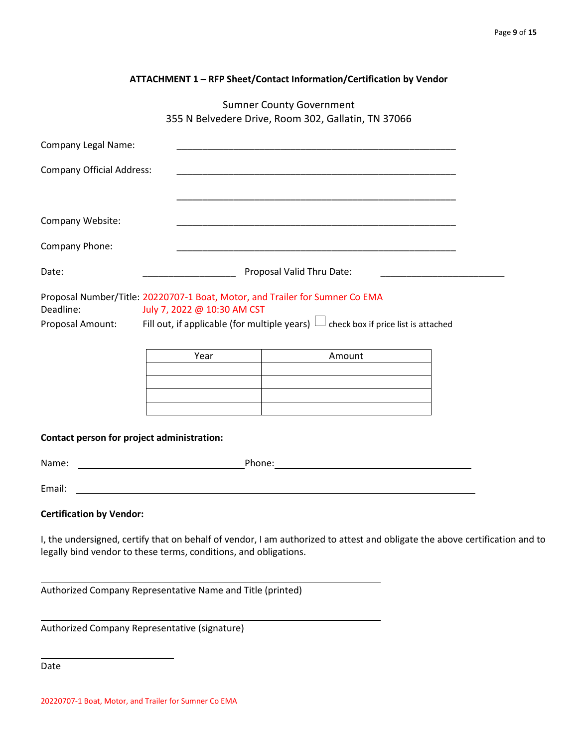### ATTACHMENT 1 – RFP Sheet/Contact Information/Certification by Vendor

Sumner County Government
355 N Belvedere Drive, Room 302, Gallatin, TN 37066

Company Legal Name: ____________________________________________________

Company Official Address: ____________________________________________________

____________________________________________________

Company Website: ____________________________________________________

Company Phone: ____________________________________________________

Date: __________________ Proposal Valid Thru Date: _______________________

Proposal Number/Title: 20220707-1 Boat, Motor, and Trailer for Sumner Co EMA
Deadline: July 7, 2022 @ 10:30 AM CST
Proposal Amount: Fill out, if applicable (for multiple years) ☐ check box if price list is attached

| Year | Amount |
| --- | --- |
| | |
| | |
| | |
| | |

**Contact person for project administration:**

Name: ________________________________ Phone: ______________________________________

Email: ______________________________________________________________________________

**Certification by Vendor:**

I, the undersigned, certify that on behalf of vendor, I am authorized to attest and obligate the above certification and to legally bind vendor to these terms, conditions, and obligations.

______________________________________________________________
Authorized Company Representative Name and Title (printed)

______________________________________________________________
Authorized Company Representative (signature)

________________________
Date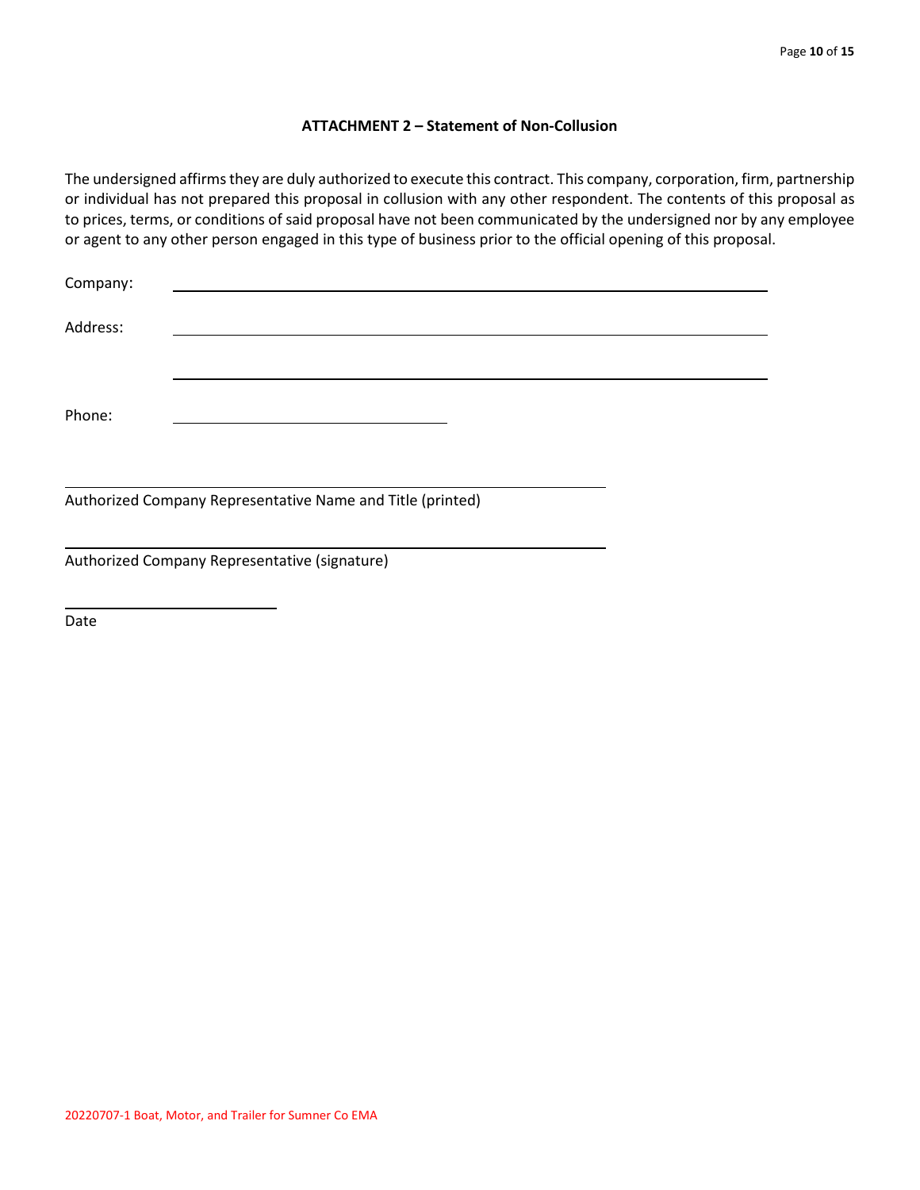**ATTACHMENT 2 – Statement of Non-Collusion**

The undersigned affirms they are duly authorized to execute this contract. This company, corporation, firm, partnership or individual has not prepared this proposal in collusion with any other respondent. The contents of this proposal as to prices, terms, or conditions of said proposal have not been communicated by the undersigned nor by any employee or agent to any other person engaged in this type of business prior to the official opening of this proposal.

Company: ______________________________________________________________

Address: ______________________________________________________________

______________________________________________________________

Phone: ____________________________

______________________________________________________
Authorized Company Representative Name and Title (printed)

______________________________________________________
Authorized Company Representative (signature)

______________________
Date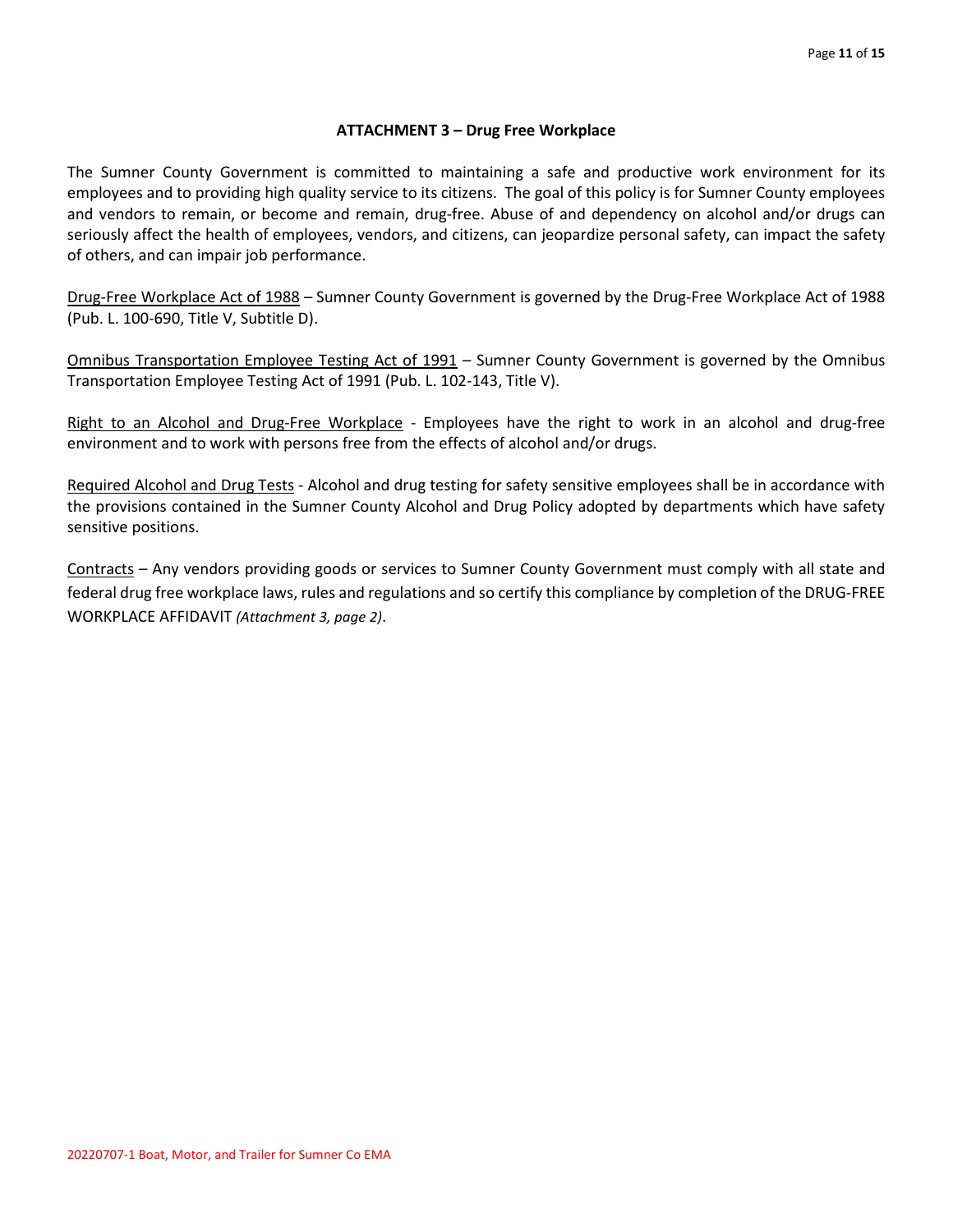## ATTACHMENT 3 – Drug Free Workplace

The Sumner County Government is committed to maintaining a safe and productive work environment for its employees and to providing high quality service to its citizens. The goal of this policy is for Sumner County employees and vendors to remain, or become and remain, drug-free. Abuse of and dependency on alcohol and/or drugs can seriously affect the health of employees, vendors, and citizens, can jeopardize personal safety, can impact the safety of others, and can impair job performance.

<u>Drug-Free Workplace Act of 1988</u> – Sumner County Government is governed by the Drug-Free Workplace Act of 1988 (Pub. L. 100-690, Title V, Subtitle D).

<u>Omnibus Transportation Employee Testing Act of 1991</u> – Sumner County Government is governed by the Omnibus Transportation Employee Testing Act of 1991 (Pub. L. 102-143, Title V).

<u>Right to an Alcohol and Drug-Free Workplace</u> - Employees have the right to work in an alcohol and drug-free environment and to work with persons free from the effects of alcohol and/or drugs.

<u>Required Alcohol and Drug Tests</u> - Alcohol and drug testing for safety sensitive employees shall be in accordance with the provisions contained in the Sumner County Alcohol and Drug Policy adopted by departments which have safety sensitive positions.

<u>Contracts</u> – Any vendors providing goods or services to Sumner County Government must comply with all state and federal drug free workplace laws, rules and regulations and so certify this compliance by completion of the DRUG-FREE WORKPLACE AFFIDAVIT *(Attachment 3, page 2)*.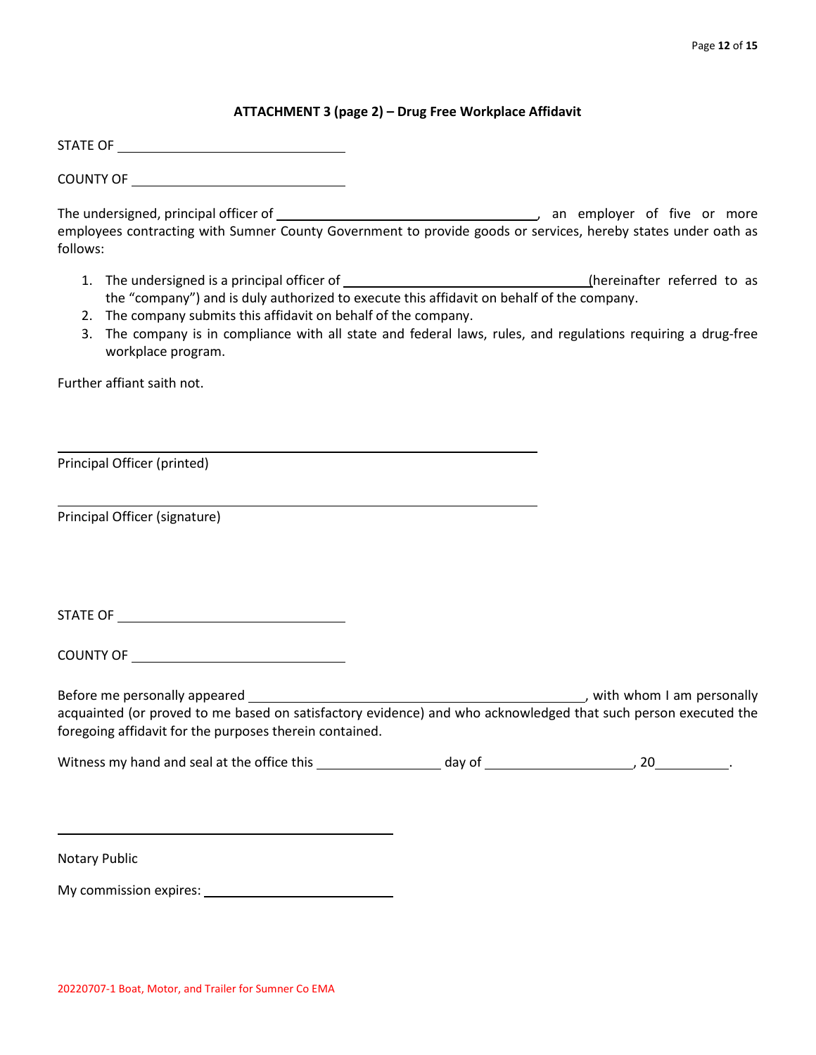### ATTACHMENT 3 (page 2) – Drug Free Workplace Affidavit

STATE OF ______________________________

COUNTY OF ____________________________

The undersigned, principal officer of ___________________________________, an employer of five or more employees contracting with Sumner County Government to provide goods or services, hereby states under oath as follows:

1. The undersigned is a principal officer of _________________________________(hereinafter referred to as the "company") and is duly authorized to execute this affidavit on behalf of the company.
2. The company submits this affidavit on behalf of the company.
3. The company is in compliance with all state and federal laws, rules, and regulations requiring a drug-free workplace program.

Further affiant saith not.

_______________________________________________________________

Principal Officer (printed)

_______________________________________________________________

Principal Officer (signature)

STATE OF ______________________________

COUNTY OF ____________________________

Before me personally appeared ____________________________________________, with whom I am personally acquainted (or proved to me based on satisfactory evidence) and who acknowledged that such person executed the foregoing affidavit for the purposes therein contained.

Witness my hand and seal at the office this ________________ day of ___________________, 20__________.

_____________________________________________

Notary Public

My commission expires: ________________________

20220707-1 Boat, Motor, and Trailer for Sumner Co EMA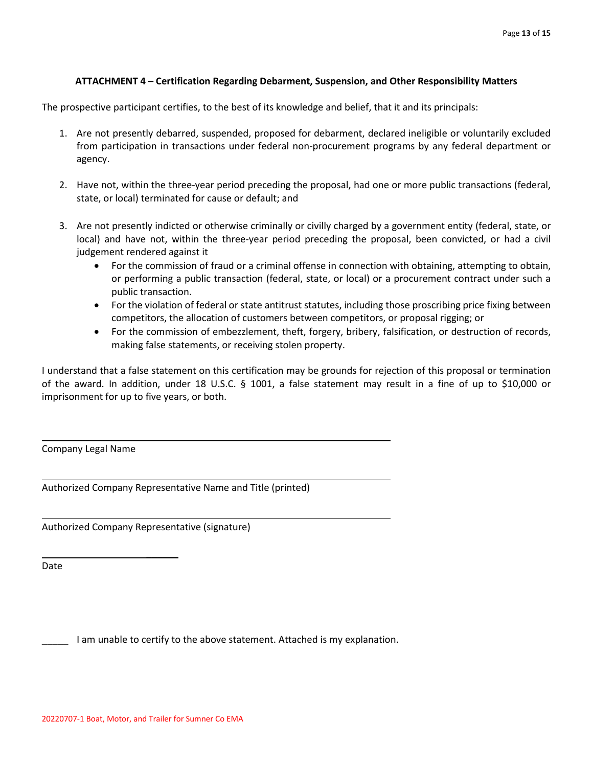### ATTACHMENT 4 – Certification Regarding Debarment, Suspension, and Other Responsibility Matters

The prospective participant certifies, to the best of its knowledge and belief, that it and its principals:

1. Are not presently debarred, suspended, proposed for debarment, declared ineligible or voluntarily excluded from participation in transactions under federal non-procurement programs by any federal department or agency.

2. Have not, within the three-year period preceding the proposal, had one or more public transactions (federal, state, or local) terminated for cause or default; and

3. Are not presently indicted or otherwise criminally or civilly charged by a government entity (federal, state, or local) and have not, within the three-year period preceding the proposal, been convicted, or had a civil judgement rendered against it
   - For the commission of fraud or a criminal offense in connection with obtaining, attempting to obtain, or performing a public transaction (federal, state, or local) or a procurement contract under such a public transaction.
   - For the violation of federal or state antitrust statutes, including those proscribing price fixing between competitors, the allocation of customers between competitors, or proposal rigging; or
   - For the commission of embezzlement, theft, forgery, bribery, falsification, or destruction of records, making false statements, or receiving stolen property.

I understand that a false statement on this certification may be grounds for rejection of this proposal or termination of the award. In addition, under 18 U.S.C. § 1001, a false statement may result in a fine of up to $10,000 or imprisonment for up to five years, or both.

_______________________________________________

Company Legal Name

_______________________________________________

Authorized Company Representative Name and Title (printed)

_______________________________________________

Authorized Company Representative (signature)

_______________________

Date

_____ I am unable to certify to the above statement. Attached is my explanation.

20220707-1 Boat, Motor, and Trailer for Sumner Co EMA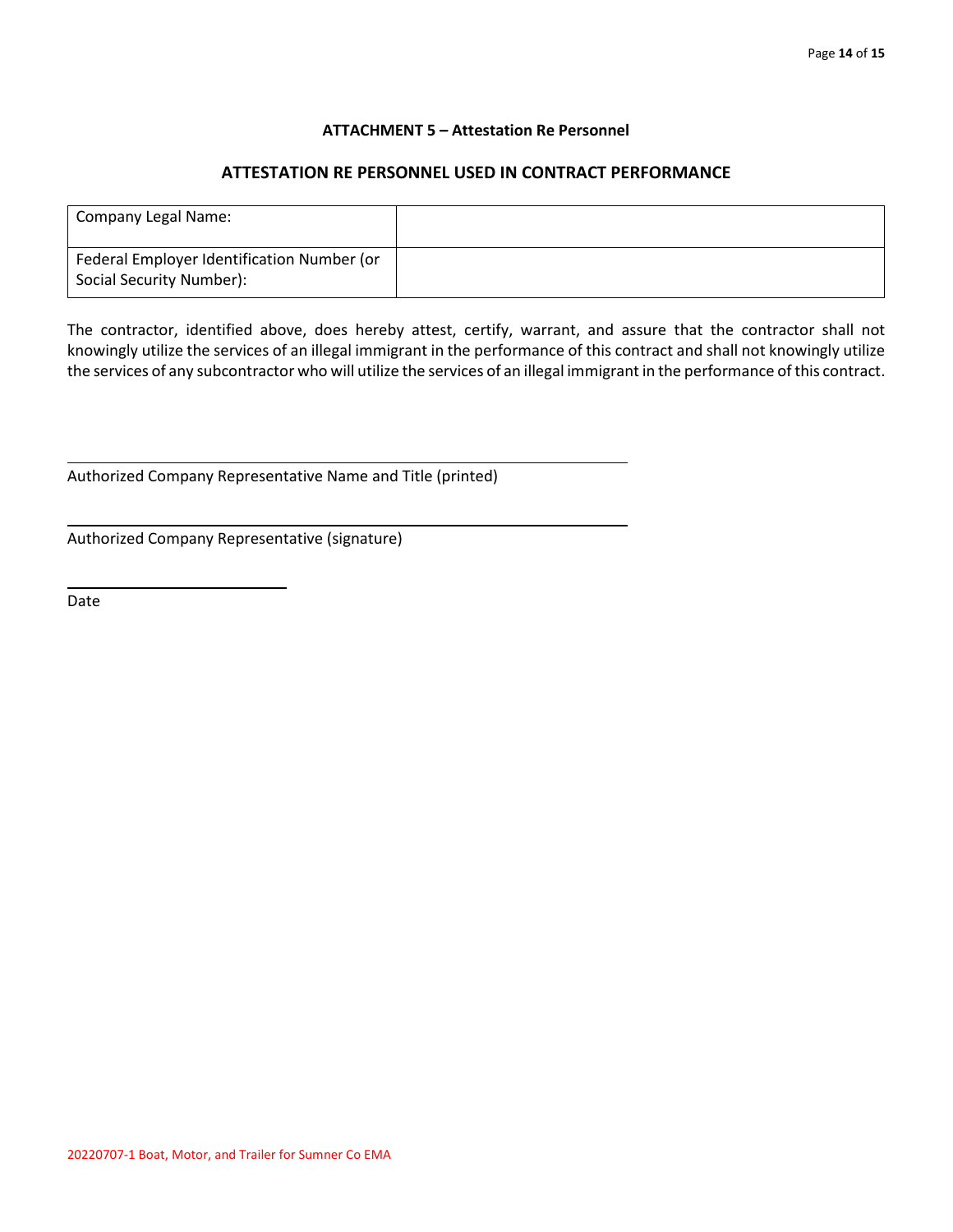### ATTACHMENT 5 – Attestation Re Personnel

### ATTESTATION RE PERSONNEL USED IN CONTRACT PERFORMANCE

| Company Legal Name: | |
|---|---|
| Federal Employer Identification Number (or Social Security Number): | |

The contractor, identified above, does hereby attest, certify, warrant, and assure that the contractor shall not knowingly utilize the services of an illegal immigrant in the performance of this contract and shall not knowingly utilize the services of any subcontractor who will utilize the services of an illegal immigrant in the performance of this contract.

\_\_\_\_\_\_\_\_\_\_\_\_\_\_\_\_\_\_\_\_\_\_\_\_\_\_\_\_\_\_\_\_\_\_\_\_\_\_\_\_\_\_\_\_\_\_\_\_

Authorized Company Representative Name and Title (printed)

\_\_\_\_\_\_\_\_\_\_\_\_\_\_\_\_\_\_\_\_\_\_\_\_\_\_\_\_\_\_\_\_\_\_\_\_\_\_\_\_\_\_\_\_\_\_\_\_

Authorized Company Representative (signature)

\_\_\_\_\_\_\_\_\_\_\_\_\_\_\_\_\_\_\_\_

Date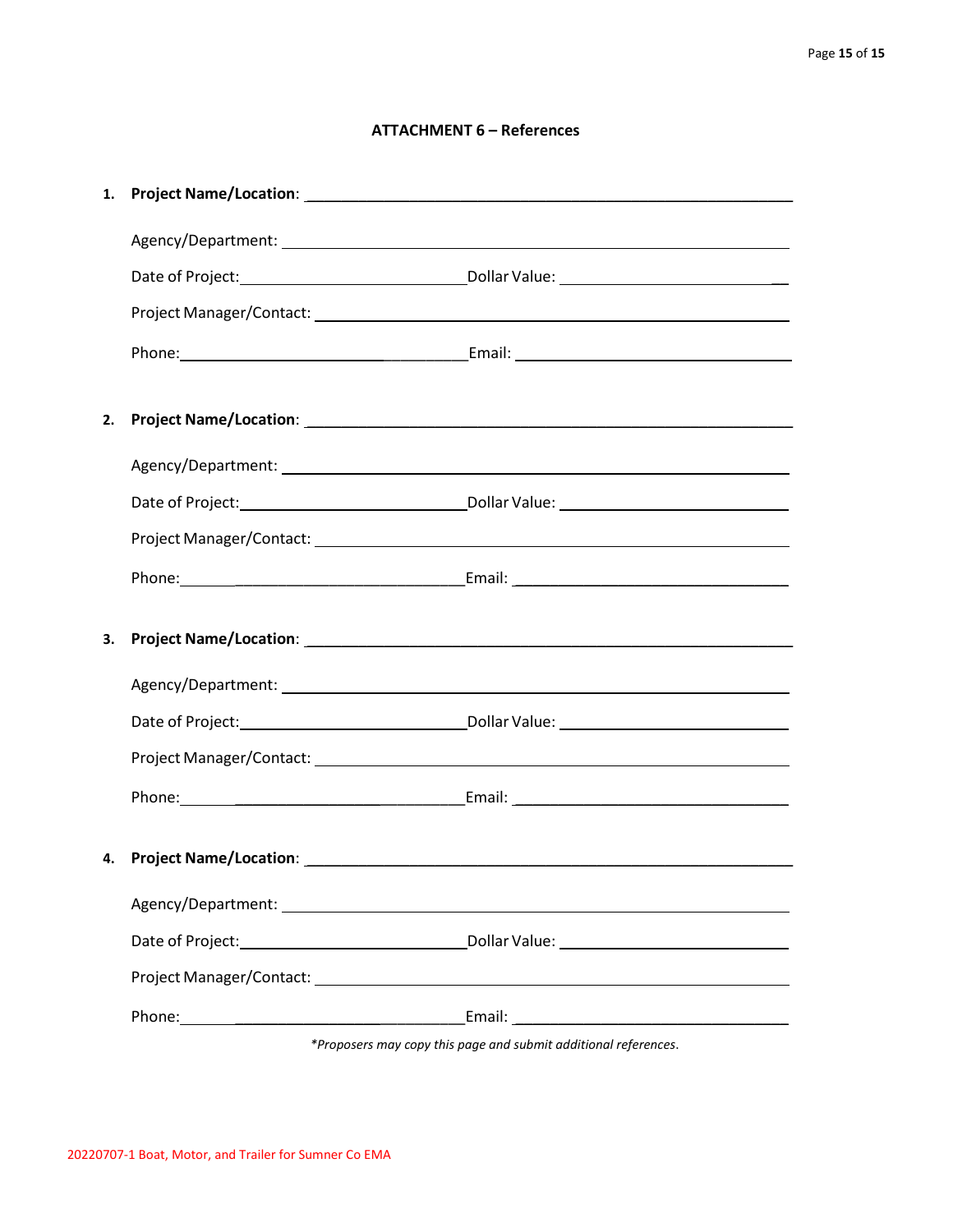## ATTACHMENT 6 – References

1. **Project Name/Location**: ____________________________________________

   Agency/Department: ____________________________________________

   Date of Project: ____________________ Dollar Value: ____________________

   Project Manager/Contact: ____________________________________________

   Phone: ____________________ Email: ____________________

2. **Project Name/Location**: ____________________________________________

   Agency/Department: ____________________________________________

   Date of Project: ____________________ Dollar Value: ____________________

   Project Manager/Contact: ____________________________________________

   Phone: ____________________ Email: ____________________

3. **Project Name/Location**: ____________________________________________

   Agency/Department: ____________________________________________

   Date of Project: ____________________ Dollar Value: ____________________

   Project Manager/Contact: ____________________________________________

   Phone: ____________________ Email: ____________________

4. **Project Name/Location**: ____________________________________________

   Agency/Department: ____________________________________________

   Date of Project: ____________________ Dollar Value: ____________________

   Project Manager/Contact: ____________________________________________

   Phone: ____________________ Email: ____________________

*\*Proposers may copy this page and submit additional references.*

20220707-1 Boat, Motor, and Trailer for Sumner Co EMA